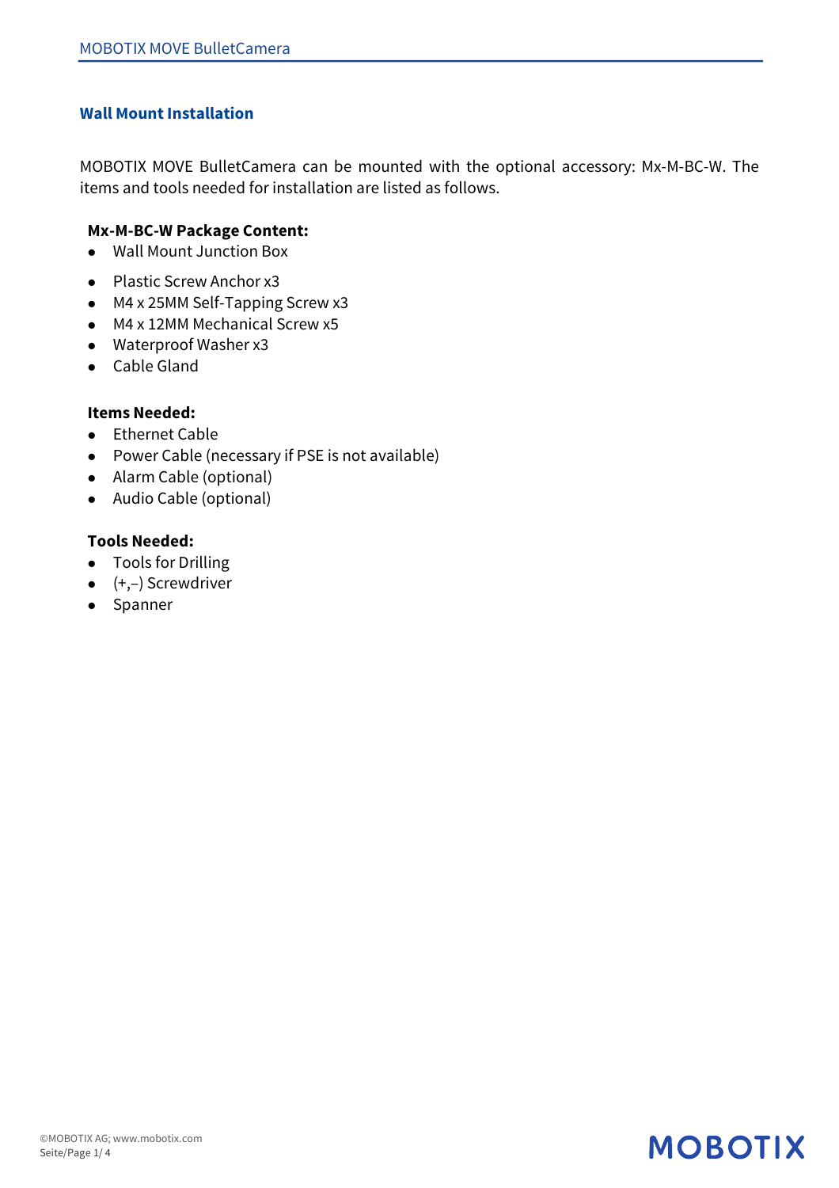## Wall Mount Installation

MOBOTIX MOVE BulletCamera can be mounted with the optional accessory: Mx-M-BC-W. The items and tools needed for installation are listed as follows.

**Mx-M-BC-W Package Content:**

- Wall Mount Junction Box
- Plastic Screw Anchor x3
- M4 x 25MM Self-Tapping Screw x3
- M4 x 12MM Mechanical Screw x5
- Waterproof Washer x3
- Cable Gland

**Items Needed:**

- Ethernet Cable
- Power Cable (necessary if PSE is not available)
- Alarm Cable (optional)
- Audio Cable (optional)

**Tools Needed:**

- Tools for Drilling
- (+,–) Screwdriver
- Spanner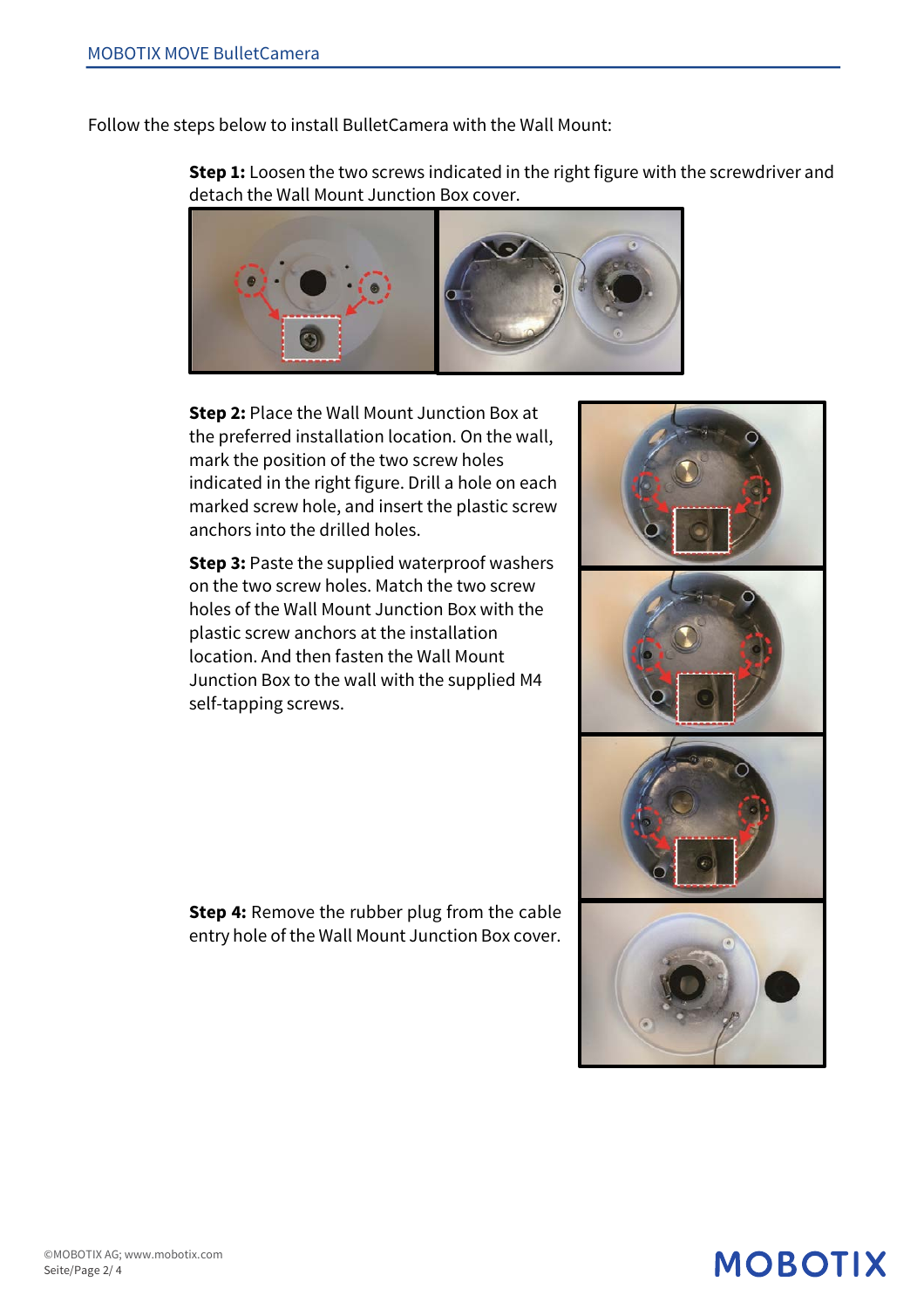Follow the steps below to install BulletCamera with the Wall Mount:

**Step 1:** Loosen the two screws indicated in the right figure with the screwdriver and detach the Wall Mount Junction Box cover.

**Step 2:** Place the Wall Mount Junction Box at the preferred installation location. On the wall, mark the position of the two screw holes indicated in the right figure. Drill a hole on each marked screw hole, and insert the plastic screw anchors into the drilled holes.

**Step 3:** Paste the supplied waterproof washers on the two screw holes. Match the two screw holes of the Wall Mount Junction Box with the plastic screw anchors at the installation location. And then fasten the Wall Mount Junction Box to the wall with the supplied M4 self-tapping screws.

**Step 4:** Remove the rubber plug from the cable entry hole of the Wall Mount Junction Box cover.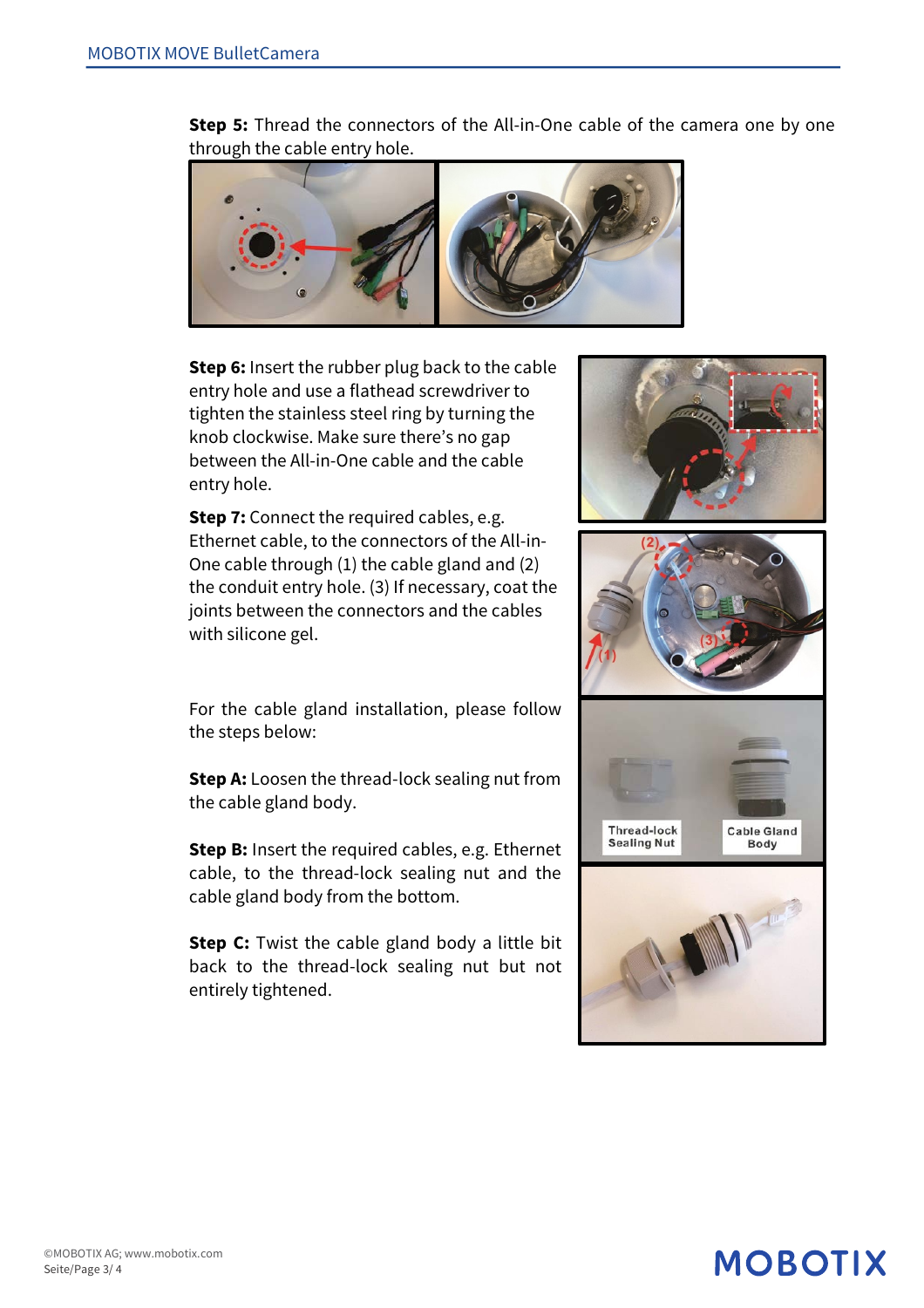**Step 5:** Thread the connectors of the All-in-One cable of the camera one by one through the cable entry hole.

**Step 6:** Insert the rubber plug back to the cable entry hole and use a flathead screwdriver to tighten the stainless steel ring by turning the knob clockwise. Make sure there's no gap between the All-in-One cable and the cable entry hole.

**Step 7:** Connect the required cables, e.g. Ethernet cable, to the connectors of the All-in-One cable through (1) the cable gland and (2) the conduit entry hole. (3) If necessary, coat the joints between the connectors and the cables with silicone gel.

For the cable gland installation, please follow the steps below:

**Step A:** Loosen the thread-lock sealing nut from the cable gland body.

**Step B:** Insert the required cables, e.g. Ethernet cable, to the thread-lock sealing nut and the cable gland body from the bottom.

**Step C:** Twist the cable gland body a little bit back to the thread-lock sealing nut but not entirely tightened.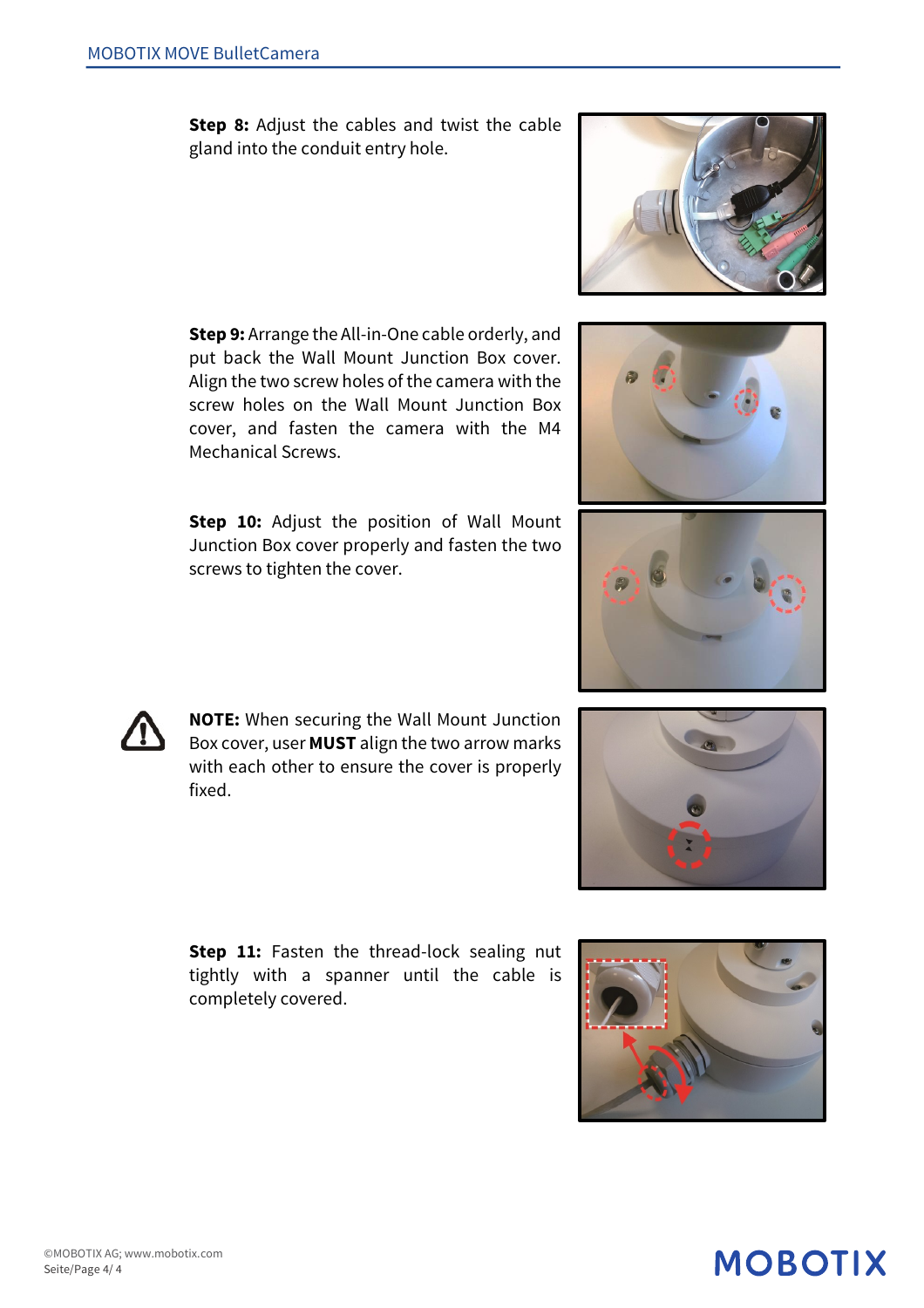**Step 8:** Adjust the cables and twist the cable gland into the conduit entry hole.

**Step 9:** Arrange the All-in-One cable orderly, and put back the Wall Mount Junction Box cover. Align the two screw holes of the camera with the screw holes on the Wall Mount Junction Box cover, and fasten the camera with the M4 Mechanical Screws.

**Step 10:** Adjust the position of Wall Mount Junction Box cover properly and fasten the two screws to tighten the cover.

**NOTE:** When securing the Wall Mount Junction Box cover, user **MUST** align the two arrow marks with each other to ensure the cover is properly fixed.

**Step 11:** Fasten the thread-lock sealing nut tightly with a spanner until the cable is completely covered.

©MOBOTIX AG; www.mobotix.com